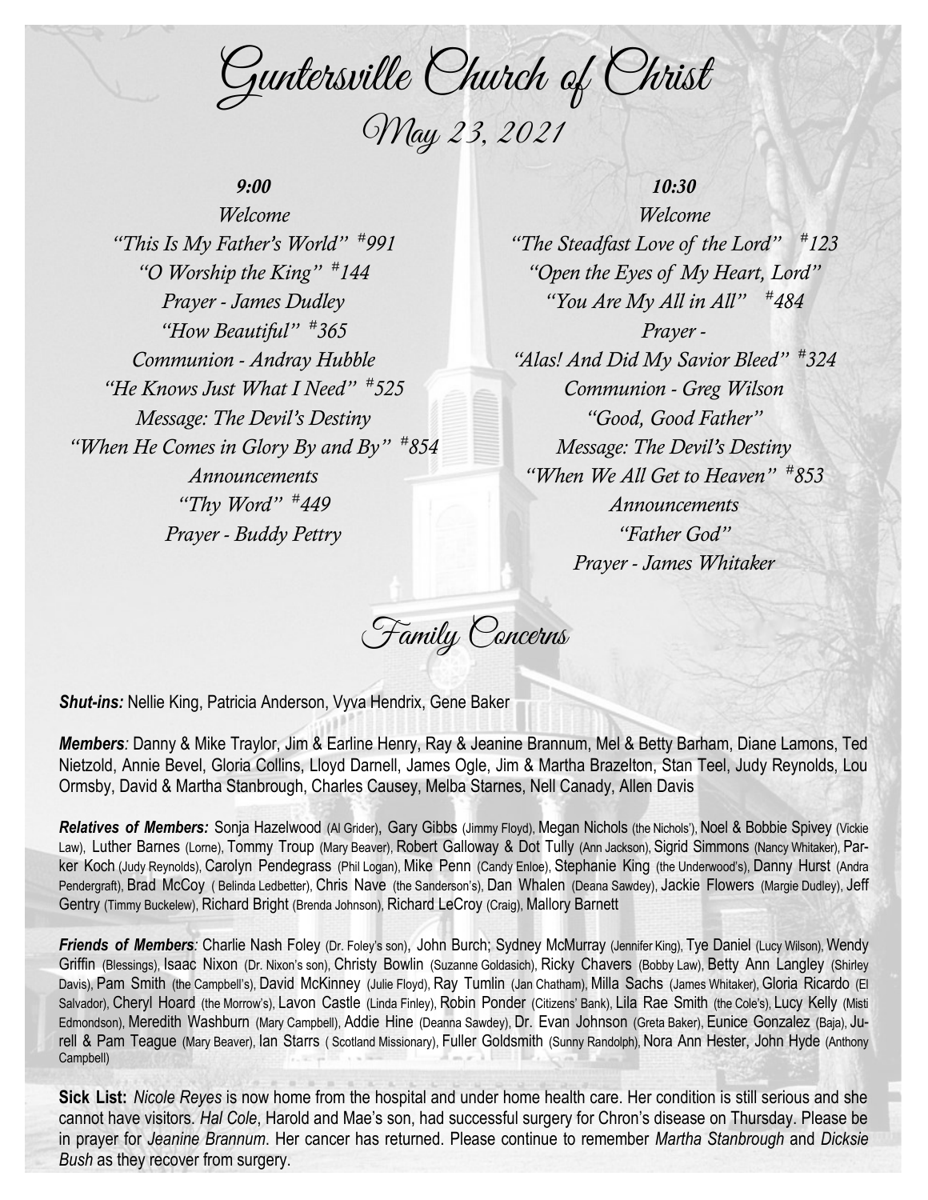# Guntersville Church of Christ

## May 23, 2021

***9:00***

*Welcome*
*"This Is My Father's World" #991*
*"O Worship the King" #144*
*Prayer - James Dudley*
*"How Beautiful" #365*
*Communion - Andray Hubble*
*"He Knows Just What I Need" #525*
*Message: The Devil's Destiny*
*"When He Comes in Glory By and By" #854*
*Announcements*
*"Thy Word" #449*
*Prayer - Buddy Pettry*

***10:30***

*Welcome*
*"The Steadfast Love of the Lord" #123*
*"Open the Eyes of My Heart, Lord"*
*"You Are My All in All" #484*
*Prayer -*
*"Alas! And Did My Savior Bleed" #324*
*Communion - Greg Wilson*
*"Good, Good Father"*
*Message: The Devil's Destiny*
*"When We All Get to Heaven" #853*
*Announcements*
*"Father God"*
*Prayer - James Whitaker*

## Family Concerns

***Shut-ins:*** Nellie King, Patricia Anderson, Vyva Hendrix, Gene Baker

***Members:*** Danny & Mike Traylor, Jim & Earline Henry, Ray & Jeanine Brannum, Mel & Betty Barham, Diane Lamons, Ted Nietzold, Annie Bevel, Gloria Collins, Lloyd Darnell, James Ogle, Jim & Martha Brazelton, Stan Teel, Judy Reynolds, Lou Ormsby, David & Martha Stanbrough, Charles Causey, Melba Starnes, Nell Canady, Allen Davis

***Relatives of Members:*** Sonja Hazelwood (Al Grider), Gary Gibbs (Jimmy Floyd), Megan Nichols (the Nichols'), Noel & Bobbie Spivey (Vickie Law), Luther Barnes (Lorne), Tommy Troup (Mary Beaver), Robert Galloway & Dot Tully (Ann Jackson), Sigrid Simmons (Nancy Whitaker), Parker Koch (Judy Reynolds), Carolyn Pendegrass (Phil Logan), Mike Penn (Candy Enloe), Stephanie King (the Underwood's), Danny Hurst (Andra Pendergraft), Brad McCoy ( Belinda Ledbetter), Chris Nave (the Sanderson's), Dan Whalen (Deana Sawdey), Jackie Flowers (Margie Dudley), Jeff Gentry (Timmy Buckelew), Richard Bright (Brenda Johnson), Richard LeCroy (Craig), Mallory Barnett

***Friends of Members:*** Charlie Nash Foley (Dr. Foley's son), John Burch; Sydney McMurray (Jennifer King), Tye Daniel (Lucy Wilson), Wendy Griffin (Blessings), Isaac Nixon (Dr. Nixon's son), Christy Bowlin (Suzanne Goldasich), Ricky Chavers (Bobby Law), Betty Ann Langley (Shirley Davis), Pam Smith (the Campbell's), David McKinney (Julie Floyd), Ray Tumlin (Jan Chatham), Milla Sachs (James Whitaker), Gloria Ricardo (El Salvador), Cheryl Hoard (the Morrow's), Lavon Castle (Linda Finley), Robin Ponder (Citizens' Bank), Lila Rae Smith (the Cole's), Lucy Kelly (Misti Edmondson), Meredith Washburn (Mary Campbell), Addie Hine (Deanna Sawdey), Dr. Evan Johnson (Greta Baker), Eunice Gonzalez (Baja), Jurell & Pam Teague (Mary Beaver), Ian Starrs ( Scotland Missionary), Fuller Goldsmith (Sunny Randolph), Nora Ann Hester, John Hyde (Anthony Campbell)

**Sick List:** *Nicole Reyes* is now home from the hospital and under home health care. Her condition is still serious and she cannot have visitors. *Hal Cole*, Harold and Mae's son, had successful surgery for Chron's disease on Thursday. Please be in prayer for *Jeanine Brannum*. Her cancer has returned. Please continue to remember *Martha Stanbrough* and *Dicksie Bush* as they recover from surgery.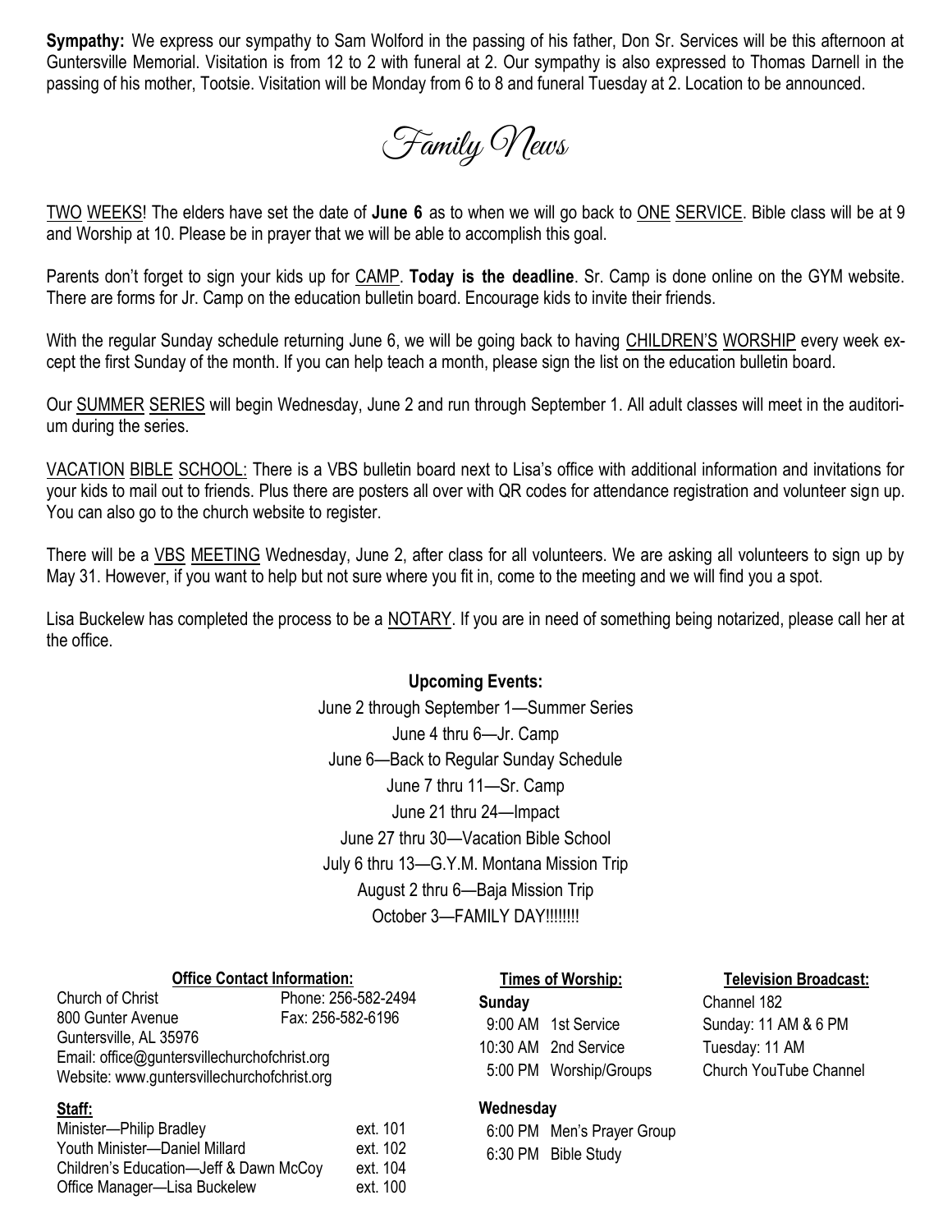**Sympathy:** We express our sympathy to Sam Wolford in the passing of his father, Don Sr. Services will be this afternoon at Guntersville Memorial. Visitation is from 12 to 2 with funeral at 2. Our sympathy is also expressed to Thomas Darnell in the passing of his mother, Tootsie. Visitation will be Monday from 6 to 8 and funeral Tuesday at 2. Location to be announced.

# Family News

TWO WEEKS! The elders have set the date of **June 6** as to when we will go back to ONE SERVICE. Bible class will be at 9 and Worship at 10. Please be in prayer that we will be able to accomplish this goal.

Parents don't forget to sign your kids up for CAMP. **Today is the deadline**. Sr. Camp is done online on the GYM website. There are forms for Jr. Camp on the education bulletin board. Encourage kids to invite their friends.

With the regular Sunday schedule returning June 6, we will be going back to having CHILDREN'S WORSHIP every week except the first Sunday of the month. If you can help teach a month, please sign the list on the education bulletin board.

Our SUMMER SERIES will begin Wednesday, June 2 and run through September 1. All adult classes will meet in the auditorium during the series.

VACATION BIBLE SCHOOL: There is a VBS bulletin board next to Lisa's office with additional information and invitations for your kids to mail out to friends. Plus there are posters all over with QR codes for attendance registration and volunteer sign up. You can also go to the church website to register.

There will be a VBS MEETING Wednesday, June 2, after class for all volunteers. We are asking all volunteers to sign up by May 31. However, if you want to help but not sure where you fit in, come to the meeting and we will find you a spot.

Lisa Buckelew has completed the process to be a NOTARY. If you are in need of something being notarized, please call her at the office.

**Upcoming Events:**

June 2 through September 1—Summer Series
June 4 thru 6—Jr. Camp
June 6—Back to Regular Sunday Schedule
June 7 thru 11—Sr. Camp
June 21 thru 24—Impact
June 27 thru 30—Vacation Bible School
July 6 thru 13—G.Y.M. Montana Mission Trip
August 2 thru 6—Baja Mission Trip
October 3—FAMILY DAY!!!!!!!!

**Office Contact Information:**

Church of Christ
800 Gunter Avenue
Guntersville, AL 35976
Phone: 256-582-2494
Fax: 256-582-6196
Email: office@guntersvillechurchofchrist.org
Website: www.guntersvillechurchofchrist.org

**Staff:**

| | |
|---|---|
| Minister—Philip Bradley | ext. 101 |
| Youth Minister—Daniel Millard | ext. 102 |
| Children's Education—Jeff & Dawn McCoy | ext. 104 |
| Office Manager—Lisa Buckelew | ext. 100 |

**Times of Worship:**

**Sunday**
9:00 AM 1st Service
10:30 AM 2nd Service
5:00 PM Worship/Groups

**Wednesday**
6:00 PM Men's Prayer Group
6:30 PM Bible Study

**Television Broadcast:**

Channel 182
Sunday: 11 AM & 6 PM
Tuesday: 11 AM
Church YouTube Channel